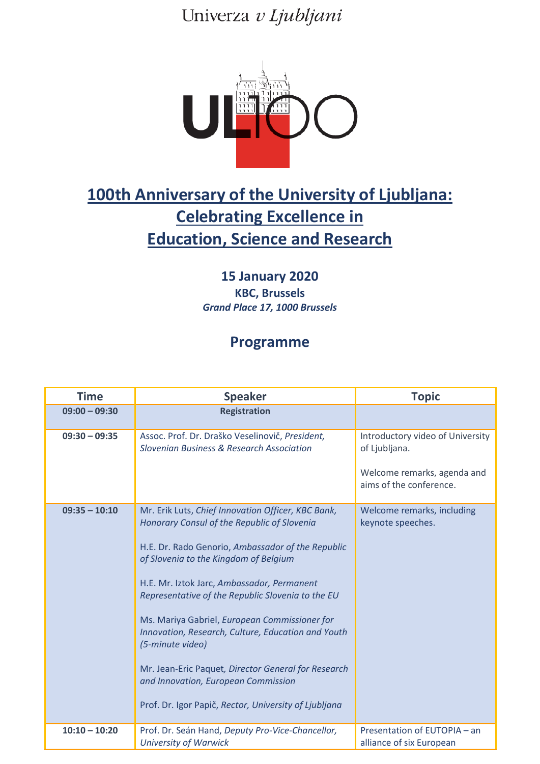Univerza *v Ljubljani*

# 100th Anniversary of the University of Ljubljana: Celebrating Excellence in Education, Science and Research

**15 January 2020**

**KBC, Brussels**

***Grand Place 17, 1000 Brussels***

## Programme

| Time | Speaker | Topic |
|---|---|---|
| **09:00 – 09:30** | **Registration** | |
| **09:30 – 09:35** | Assoc. Prof. Dr. Draško Veselinovič, *President, Slovenian Business & Research Association* | Introductory video of University of Ljubljana.<br><br>Welcome remarks, agenda and aims of the conference. |
| **09:35 – 10:10** | Mr. Erik Luts, *Chief Innovation Officer, KBC Bank, Honorary Consul of the Republic of Slovenia*<br><br>H.E. Dr. Rado Genorio, *Ambassador of the Republic of Slovenia to the Kingdom of Belgium*<br><br>H.E. Mr. Iztok Jarc, *Ambassador, Permanent Representative of the Republic Slovenia to the EU*<br><br>Ms. Mariya Gabriel, *European Commissioner for Innovation, Research, Culture, Education and Youth (5-minute video)*<br><br>Mr. Jean-Eric Paquet*, Director General for Research and Innovation, European Commission*<br><br>Prof. Dr. Igor Papič, *Rector, University of Ljubljana* | Welcome remarks, including keynote speeches. |
| **10:10 – 10:20** | Prof. Dr. Seán Hand, *Deputy Pro-Vice-Chancellor, University of Warwick* | Presentation of EUTOPIA – an alliance of six European |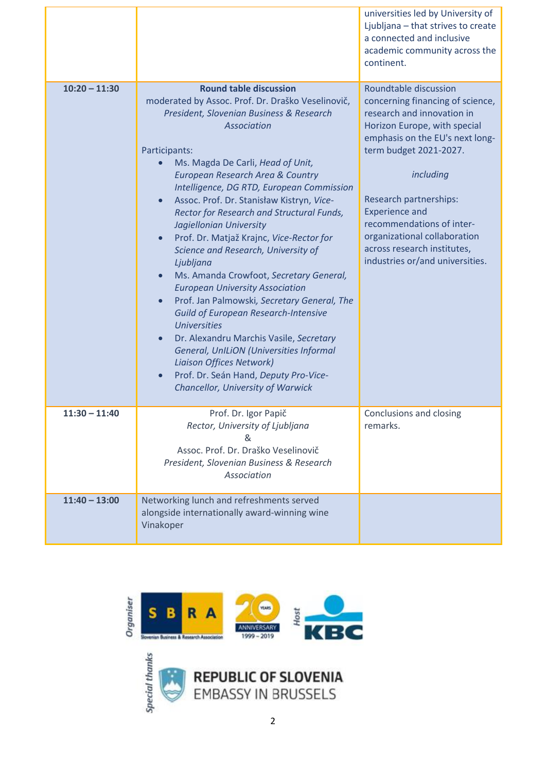| | | |
|---|---|---|
| | | universities led by University of Ljubljana – that strives to create a connected and inclusive academic community across the continent. |
| **10:20 – 11:30** | **Round table discussion**<br>moderated by Assoc. Prof. Dr. Draško Veselinovič, *President, Slovenian Business & Research Association*<br><br>Participants:<br>• Ms. Magda De Carli, *Head of Unit, European Research Area & Country Intelligence, DG RTD, European Commission*<br>• Assoc. Prof. Dr. Stanisław Kistryn, *Vice-Rector for Research and Structural Funds, Jagiellonian University*<br>• Prof. Dr. Matjaž Krajnc, *Vice-Rector for Science and Research, University of Ljubljana*<br>• Ms. Amanda Crowfoot, *Secretary General, European University Association*<br>• Prof. Jan Palmowski*, Secretary General, The Guild of European Research-Intensive Universities*<br>• Dr. Alexandru Marchis Vasile, *Secretary General, UnILiON (Universities Informal Liaison Offices Network)*<br>• Prof. Dr. Seán Hand, *Deputy Pro-Vice-Chancellor, University of Warwick* | Roundtable discussion concerning financing of science, research and innovation in Horizon Europe, with special emphasis on the EU's next long-term budget 2021-2027.<br><br>*including*<br><br>Research partnerships: Experience and recommendations of inter-organizational collaboration across research institutes, industries or/and universities. |
| **11:30 – 11:40** | Prof. Dr. Igor Papič<br>*Rector, University of Ljubljana*<br>&<br>Assoc. Prof. Dr. Draško Veselinovič<br>*President, Slovenian Business & Research Association* | Conclusions and closing remarks. |
| **11:40 – 13:00** | Networking lunch and refreshments served alongside internationally award-winning wine Vinakoper | |

*Organiser*

SBRA Slovenian Business & Research Association

20 YEARS ANNIVERSARY 1999 – 2019

*Host*

KBC

*Special thanks*

REPUBLIC OF SLOVENIA
EMBASSY IN BRUSSELS